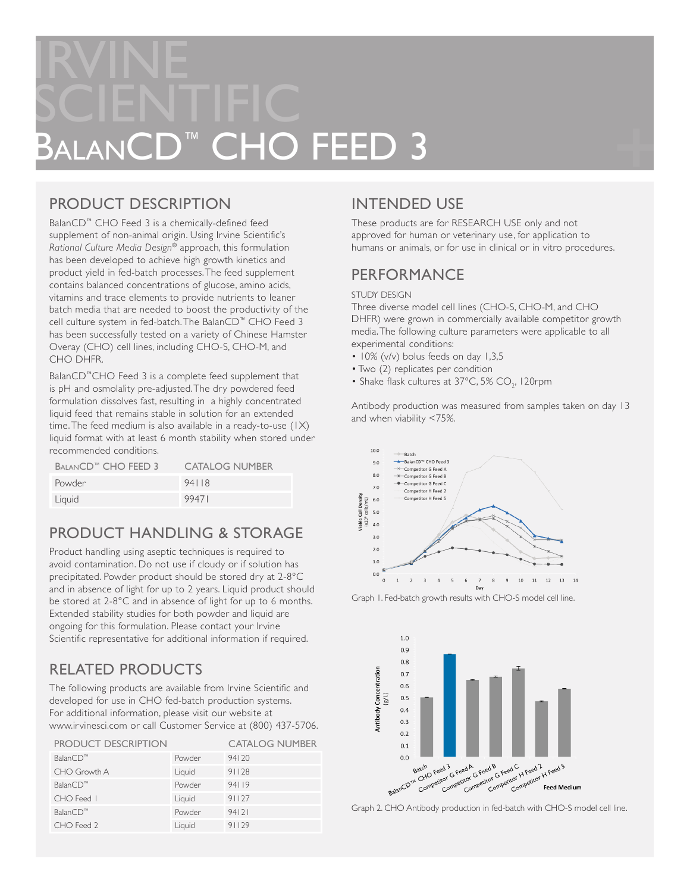# IRVINE SCIENTIFIC

# BalanCD™ CHO FEED 3

## PRODUCT DESCRIPTION

BalanCD™ CHO Feed 3 is a chemically-defined feed supplement of non-animal origin. Using Irvine Scientific's *Rational Culture Media Design*® approach, this formulation has been developed to achieve high growth kinetics and product yield in fed-batch processes. The feed supplement contains balanced concentrations of glucose, amino acids, vitamins and trace elements to provide nutrients to leaner batch media that are needed to boost the productivity of the cell culture system in fed-batch. The BalanCD™ CHO Feed 3 has been successfully tested on a variety of Chinese Hamster Overay (CHO) cell lines, including CHO-S, CHO-M, and CHO DHFR.

BalanCD™CHO Feed 3 is a complete feed supplement that is pH and osmolality pre-adjusted. The dry powdered feed formulation dissolves fast, resulting in a highly concentrated liquid feed that remains stable in solution for an extended time. The feed medium is also available in a ready-to-use (1X) liquid format with at least 6 month stability when stored under recommended conditions.

| BalanCD™ CHO FEED 3 | CATALOG NUMBER |
|---|---|
| Powder | 94118 |
| Liquid | 99471 |

## PRODUCT HANDLING & STORAGE

Product handling using aseptic techniques is required to avoid contamination. Do not use if cloudy or if solution has precipitated. Powder product should be stored dry at 2-8°C and in absence of light for up to 2 years. Liquid product should be stored at 2-8°C and in absence of light for up to 6 months. Extended stability studies for both powder and liquid are ongoing for this formulation. Please contact your Irvine Scientific representative for additional information if required.

## RELATED PRODUCTS

The following products are available from Irvine Scientific and developed for use in CHO fed-batch production systems. For additional information, please visit our website at www.irvinesci.com or call Customer Service at (800) 437-5706.

| PRODUCT DESCRIPTION | | CATALOG NUMBER |
|---|---|---|
| BalanCD™ | Powder | 94120 |
| CHO Growth A | Liquid | 91128 |
| BalanCD™ | Powder | 94119 |
| CHO Feed 1 | Liquid | 91127 |
| BalanCD™ | Powder | 94121 |
| CHO Feed 2 | Liquid | 91129 |

## INTENDED USE

These products are for RESEARCH USE only and not approved for human or veterinary use, for application to humans or animals, or for use in clinical or in vitro procedures.

## PERFORMANCE

STUDY DESIGN

Three diverse model cell lines (CHO-S, CHO-M, and CHO DHFR) were grown in commercially available competitor growth media. The following culture parameters were applicable to all experimental conditions:

- 10% (v/v) bolus feeds on day 1,3,5
- Two (2) replicates per condition
- Shake flask cultures at 37°C, 5% $CO_2$, 120rpm

Antibody production was measured from samples taken on day 13 and when viability <75%.

Graph 1. Fed-batch growth results with CHO-S model cell line.

Graph 2. CHO Antibody production in fed-batch with CHO-S model cell line.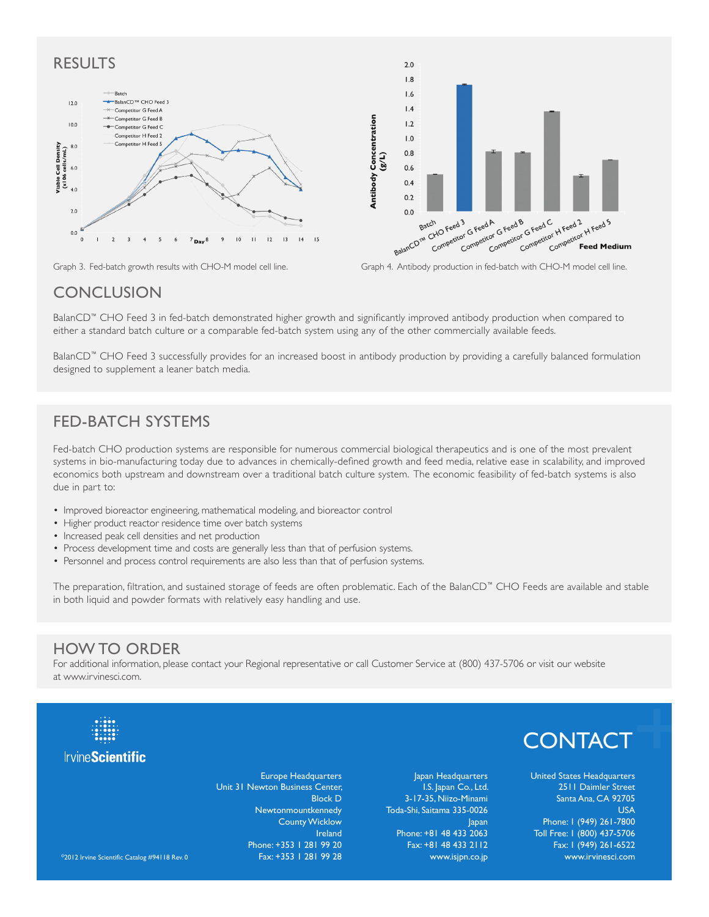## RESULTS

Batch
BalanCD™ CHO Feed 3
Competitor G Feed A
Competitor G Feed B
Competitor G Feed C
Competitor H Feed 2
Competitor H Feed 5

Viable Cell Density (x106 cells/mL)

12.0
10.0
8.0
6.0
4.0
2.0
0.0

0 1 2 3 4 5 6 7 Day 8 9 10 11 12 13 14 15

Graph 3. Fed-batch growth results with CHO-M model cell line.

Antibody Concentration (g/L)

2.0
1.8
1.6
1.4
1.2
1.0
0.8
0.6
0.4
0.2
0.0

Batch
BalanCD™ CHO Feed 3
Competitor G Feed A
Competitor G Feed B
Competitor G Feed C
Competitor H Feed 2
Competitor H Feed 5

Feed Medium

Graph 4. Antibody production in fed-batch with CHO-M model cell line.

## CONCLUSION

BalanCD™ CHO Feed 3 in fed-batch demonstrated higher growth and significantly improved antibody production when compared to either a standard batch culture or a comparable fed-batch system using any of the other commercially available feeds.

BalanCD™ CHO Feed 3 successfully provides for an increased boost in antibody production by providing a carefully balanced formulation designed to supplement a leaner batch media.

## FED-BATCH SYSTEMS

Fed-batch CHO production systems are responsible for numerous commercial biological therapeutics and is one of the most prevalent systems in bio-manufacturing today due to advances in chemically-defined growth and feed media, relative ease in scalability, and improved economics both upstream and downstream over a traditional batch culture system. The economic feasibility of fed-batch systems is also due in part to:

- Improved bioreactor engineering, mathematical modeling, and bioreactor control
- Higher product reactor residence time over batch systems
- Increased peak cell densities and net production
- Process development time and costs are generally less than that of perfusion systems.
- Personnel and process control requirements are also less than that of perfusion systems.

The preparation, filtration, and sustained storage of feeds are often problematic. Each of the BalanCD™ CHO Feeds are available and stable in both liquid and powder formats with relatively easy handling and use.

## HOW TO ORDER

For additional information, please contact your Regional representative or call Customer Service at (800) 437-5706 or visit our website at www.irvinesci.com.

IrvineScientific

## CONTACT

Europe Headquarters
Unit 31 Newton Business Center,
Block D
Newtonmountkennedy
County Wicklow
Ireland
Phone: +353 1 281 99 20
Fax: +353 1 281 99 28

Japan Headquarters
I.S. Japan Co., Ltd.
3-17-35, Niizo-Minami
Toda-Shi, Saitama 335-0026
Japan
Phone: +81 48 433 2063
Fax: +81 48 433 2112
www.isjpn.co.jp

United States Headquarters
2511 Daimler Street
Santa Ana, CA 92705
USA
Phone: 1 (949) 261-7800
Toll Free: 1 (800) 437-5706
Fax: 1 (949) 261-6522
www.irvinesci.com

©2012 Irvine Scientific Catalog #94118 Rev. 0